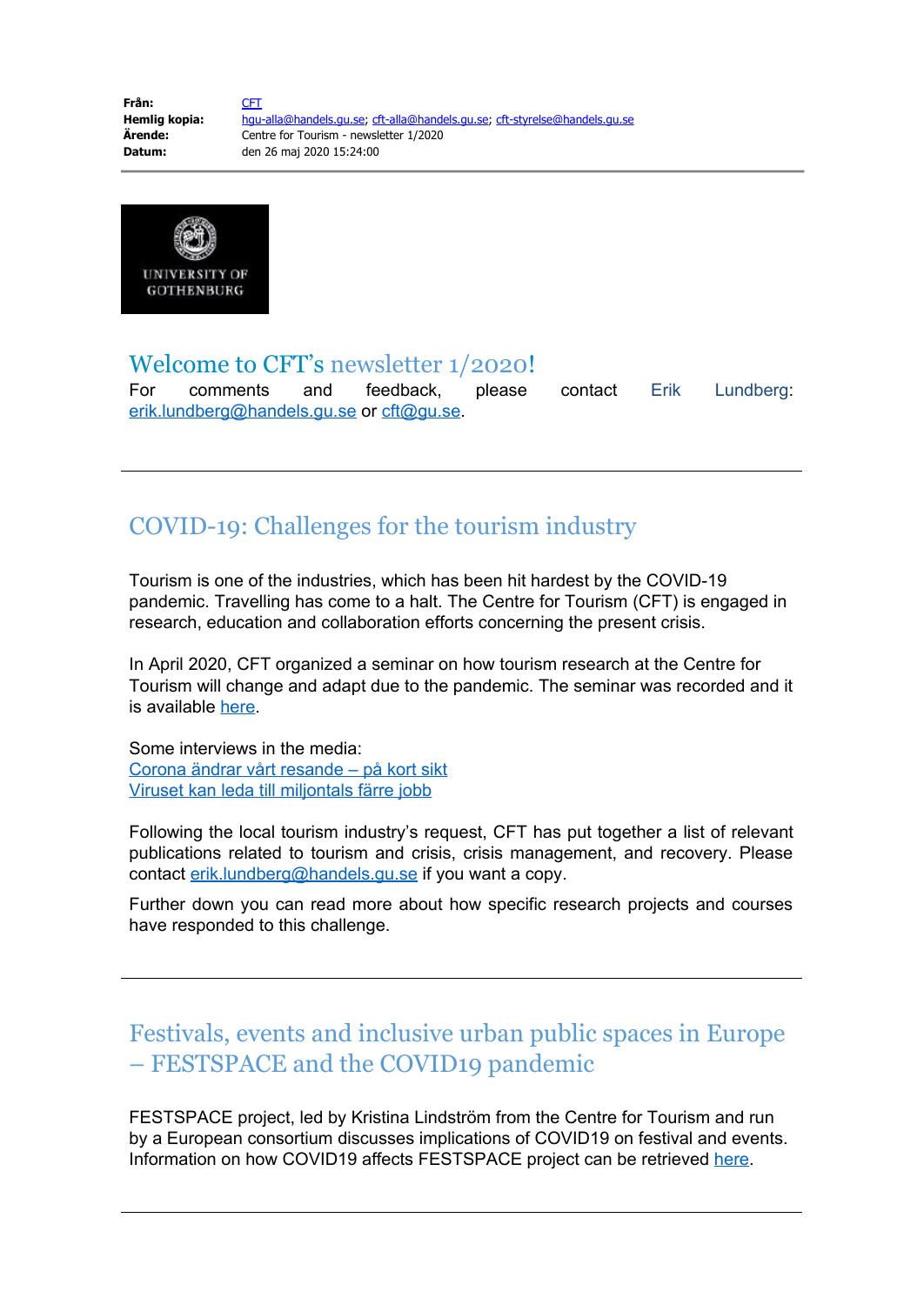**Från:** CFT
**Hemlig kopia:** hgu-alla@handels.gu.se; cft-alla@handels.gu.se; cft-styrelse@handels.gu.se
**Ärende:** Centre for Tourism - newsletter 1/2020
**Datum:** den 26 maj 2020 15:24:00

---

UNIVERSITY OF GOTHENBURG

# Welcome to CFT's newsletter 1/2020!

For comments and feedback, please contact Erik Lundberg: erik.lundberg@handels.gu.se or cft@gu.se.

---

## COVID-19: Challenges for the tourism industry

Tourism is one of the industries, which has been hit hardest by the COVID-19 pandemic. Travelling has come to a halt. The Centre for Tourism (CFT) is engaged in research, education and collaboration efforts concerning the present crisis.

In April 2020, CFT organized a seminar on how tourism research at the Centre for Tourism will change and adapt due to the pandemic. The seminar was recorded and it is available here.

Some interviews in the media:
Corona ändrar vårt resande – på kort sikt
Viruset kan leda till miljontals färre jobb

Following the local tourism industry's request, CFT has put together a list of relevant publications related to tourism and crisis, crisis management, and recovery. Please contact erik.lundberg@handels.gu.se if you want a copy.

Further down you can read more about how specific research projects and courses have responded to this challenge.

---

## Festivals, events and inclusive urban public spaces in Europe – FESTSPACE and the COVID19 pandemic

FESTSPACE project, led by Kristina Lindström from the Centre for Tourism and run by a European consortium discusses implications of COVID19 on festival and events. Information on how COVID19 affects FESTSPACE project can be retrieved here.

---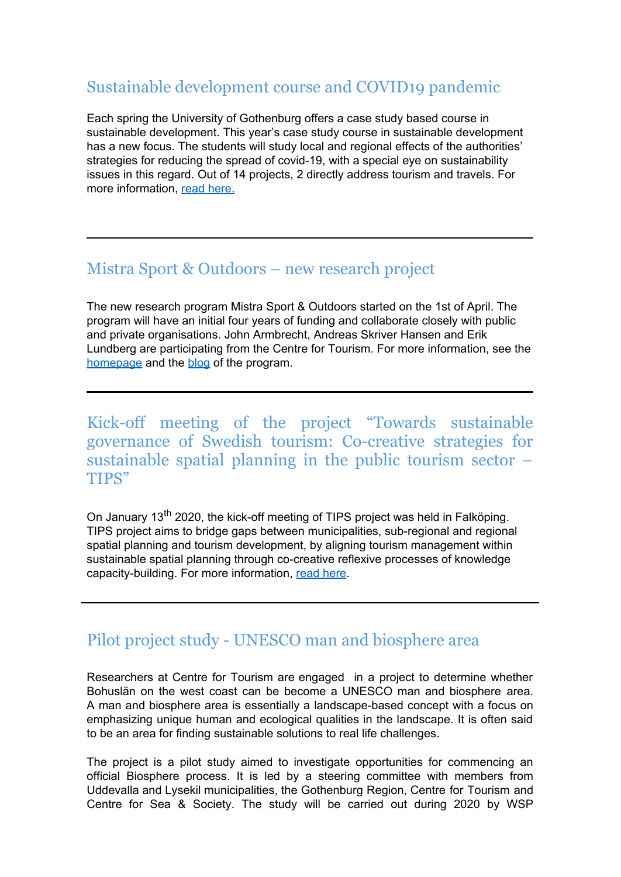## Sustainable development course and COVID19 pandemic

Each spring the University of Gothenburg offers a case study based course in sustainable development. This year's case study course in sustainable development has a new focus. The students will study local and regional effects of the authorities' strategies for reducing the spread of covid-19, with a special eye on sustainability issues in this regard. Out of 14 projects, 2 directly address tourism and travels. For more information, read here.

---

## Mistra Sport & Outdoors – new research project

The new research program Mistra Sport & Outdoors started on the 1st of April. The program will have an initial four years of funding and collaborate closely with public and private organisations. John Armbrecht, Andreas Skriver Hansen and Erik Lundberg are participating from the Centre for Tourism. For more information, see the homepage and the blog of the program.

---

## Kick-off meeting of the project "Towards sustainable governance of Swedish tourism: Co-creative strategies for sustainable spatial planning in the public tourism sector – TIPS"

On January 13th 2020, the kick-off meeting of TIPS project was held in Falköping. TIPS project aims to bridge gaps between municipalities, sub-regional and regional spatial planning and tourism development, by aligning tourism management within sustainable spatial planning through co-creative reflexive processes of knowledge capacity-building. For more information, read here.

---

## Pilot project study - UNESCO man and biosphere area

Researchers at Centre for Tourism are engaged in a project to determine whether Bohuslän on the west coast can be become a UNESCO man and biosphere area. A man and biosphere area is essentially a landscape-based concept with a focus on emphasizing unique human and ecological qualities in the landscape. It is often said to be an area for finding sustainable solutions to real life challenges.

The project is a pilot study aimed to investigate opportunities for commencing an official Biosphere process. It is led by a steering committee with members from Uddevalla and Lysekil municipalities, the Gothenburg Region, Centre for Tourism and Centre for Sea & Society. The study will be carried out during 2020 by WSP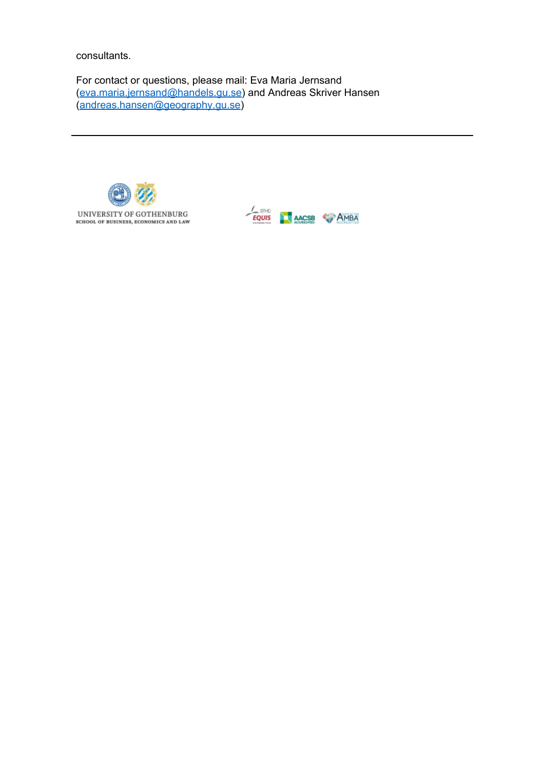consultants.

For contact or questions, please mail: Eva Maria Jernsand (eva.maria.jernsand@handels.gu.se) and Andreas Skriver Hansen (andreas.hansen@geography.gu.se)

---

UNIVERSITY OF GOTHENBURG
SCHOOL OF BUSINESS, ECONOMICS AND LAW